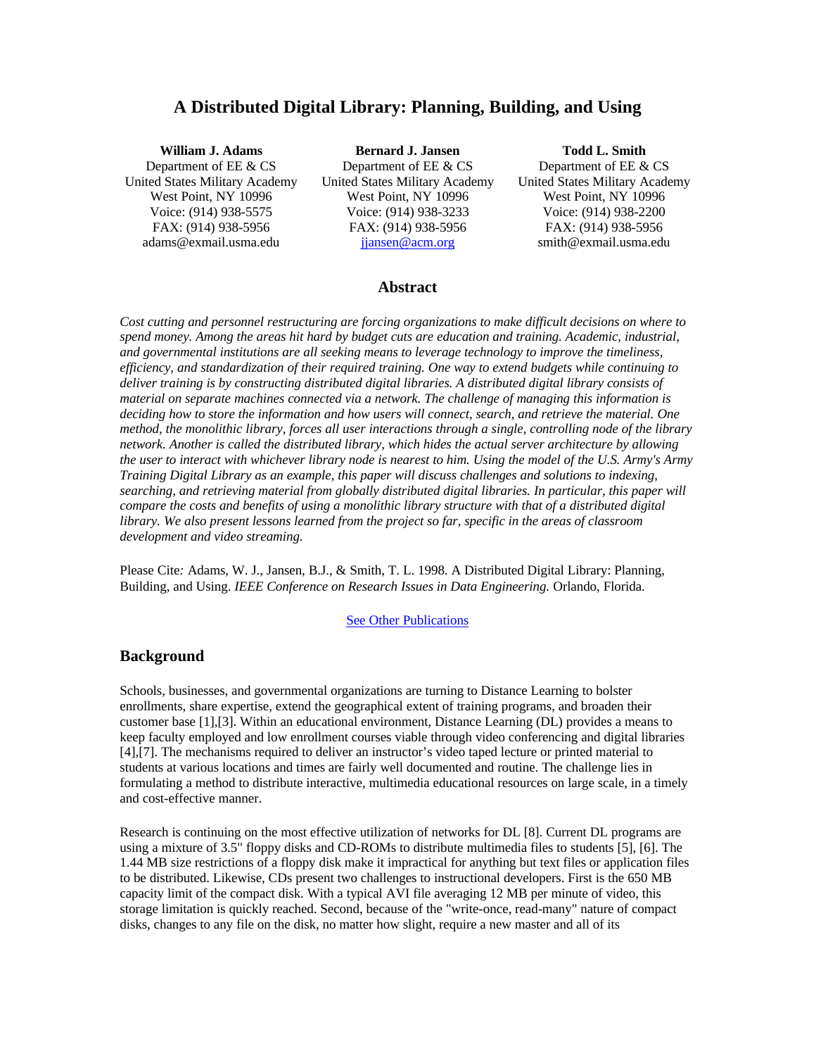# A Distributed Digital Library: Planning, Building, and Using

**William J. Adams**
Department of EE & CS
United States Military Academy
West Point, NY 10996
Voice: (914) 938-5575
FAX: (914) 938-5956
adams@exmail.usma.edu

**Bernard J. Jansen**
Department of EE & CS
United States Military Academy
West Point, NY 10996
Voice: (914) 938-3233
FAX: (914) 938-5956
jjansen@acm.org

**Todd L. Smith**
Department of EE & CS
United States Military Academy
West Point, NY 10996
Voice: (914) 938-2200
FAX: (914) 938-5956
smith@exmail.usma.edu

## Abstract

*Cost cutting and personnel restructuring are forcing organizations to make difficult decisions on where to spend money. Among the areas hit hard by budget cuts are education and training. Academic, industrial, and governmental institutions are all seeking means to leverage technology to improve the timeliness, efficiency, and standardization of their required training. One way to extend budgets while continuing to deliver training is by constructing distributed digital libraries. A distributed digital library consists of material on separate machines connected via a network. The challenge of managing this information is deciding how to store the information and how users will connect, search, and retrieve the material. One method, the monolithic library, forces all user interactions through a single, controlling node of the library network. Another is called the distributed library, which hides the actual server architecture by allowing the user to interact with whichever library node is nearest to him. Using the model of the U.S. Army's Army Training Digital Library as an example, this paper will discuss challenges and solutions to indexing, searching, and retrieving material from globally distributed digital libraries. In particular, this paper will compare the costs and benefits of using a monolithic library structure with that of a distributed digital library. We also present lessons learned from the project so far, specific in the areas of classroom development and video streaming.*

Please Cite*:* Adams, W. J., Jansen, B.J., & Smith, T. L. 1998. A Distributed Digital Library: Planning, Building, and Using. *IEEE Conference on Research Issues in Data Engineering.* Orlando, Florida.

See Other Publications

## Background

Schools, businesses, and governmental organizations are turning to Distance Learning to bolster enrollments, share expertise, extend the geographical extent of training programs, and broaden their customer base [1],[3]. Within an educational environment, Distance Learning (DL) provides a means to keep faculty employed and low enrollment courses viable through video conferencing and digital libraries [4],[7]. The mechanisms required to deliver an instructor's video taped lecture or printed material to students at various locations and times are fairly well documented and routine. The challenge lies in formulating a method to distribute interactive, multimedia educational resources on large scale, in a timely and cost-effective manner.

Research is continuing on the most effective utilization of networks for DL [8]. Current DL programs are using a mixture of 3.5" floppy disks and CD-ROMs to distribute multimedia files to students [5], [6]. The 1.44 MB size restrictions of a floppy disk make it impractical for anything but text files or application files to be distributed. Likewise, CDs present two challenges to instructional developers. First is the 650 MB capacity limit of the compact disk. With a typical AVI file averaging 12 MB per minute of video, this storage limitation is quickly reached. Second, because of the "write-once, read-many" nature of compact disks, changes to any file on the disk, no matter how slight, require a new master and all of its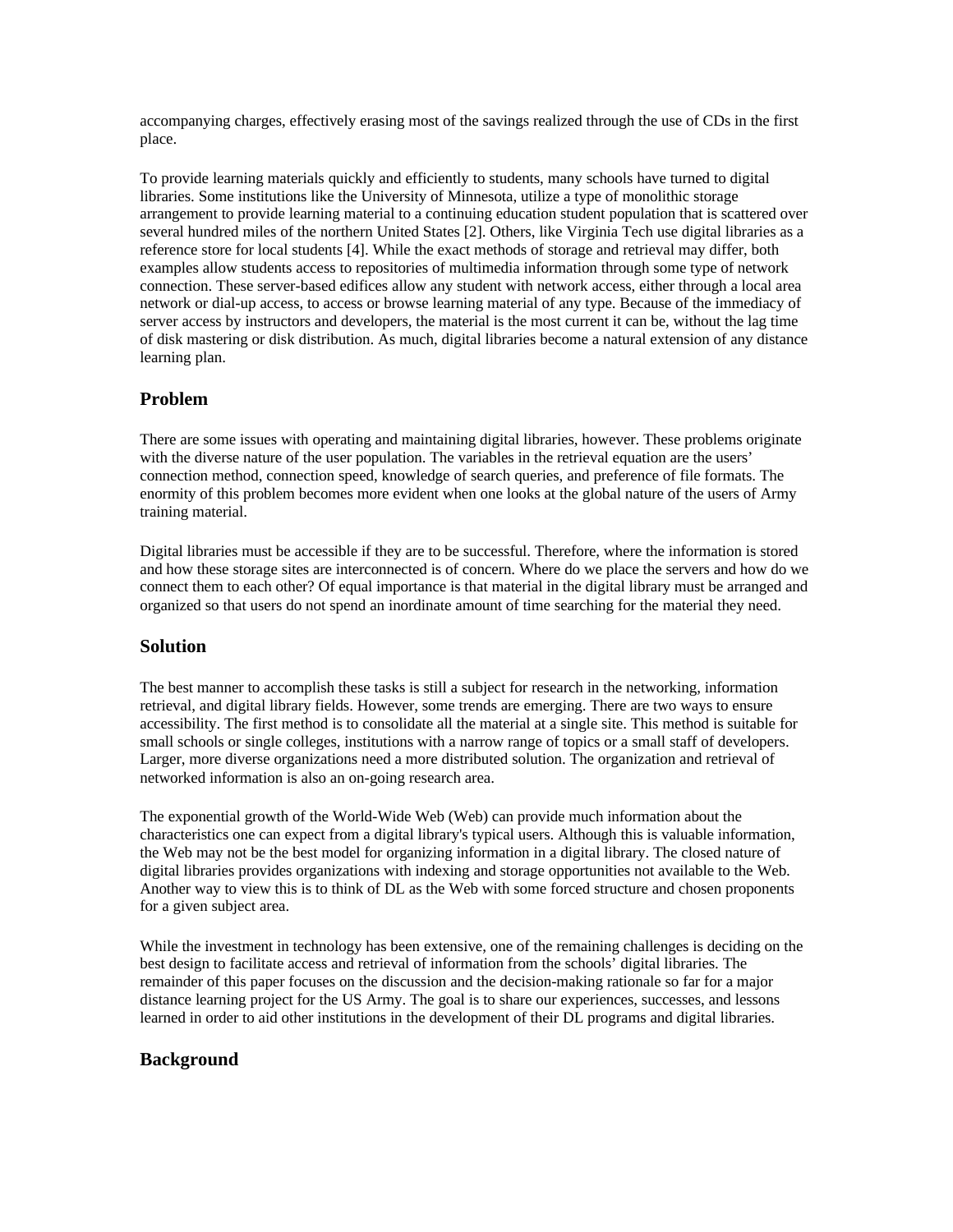accompanying charges, effectively erasing most of the savings realized through the use of CDs in the first place.

To provide learning materials quickly and efficiently to students, many schools have turned to digital libraries. Some institutions like the University of Minnesota, utilize a type of monolithic storage arrangement to provide learning material to a continuing education student population that is scattered over several hundred miles of the northern United States [2]. Others, like Virginia Tech use digital libraries as a reference store for local students [4]. While the exact methods of storage and retrieval may differ, both examples allow students access to repositories of multimedia information through some type of network connection. These server-based edifices allow any student with network access, either through a local area network or dial-up access, to access or browse learning material of any type. Because of the immediacy of server access by instructors and developers, the material is the most current it can be, without the lag time of disk mastering or disk distribution. As much, digital libraries become a natural extension of any distance learning plan.

## Problem

There are some issues with operating and maintaining digital libraries, however. These problems originate with the diverse nature of the user population. The variables in the retrieval equation are the users' connection method, connection speed, knowledge of search queries, and preference of file formats. The enormity of this problem becomes more evident when one looks at the global nature of the users of Army training material.

Digital libraries must be accessible if they are to be successful. Therefore, where the information is stored and how these storage sites are interconnected is of concern. Where do we place the servers and how do we connect them to each other? Of equal importance is that material in the digital library must be arranged and organized so that users do not spend an inordinate amount of time searching for the material they need.

## Solution

The best manner to accomplish these tasks is still a subject for research in the networking, information retrieval, and digital library fields. However, some trends are emerging. There are two ways to ensure accessibility. The first method is to consolidate all the material at a single site. This method is suitable for small schools or single colleges, institutions with a narrow range of topics or a small staff of developers. Larger, more diverse organizations need a more distributed solution. The organization and retrieval of networked information is also an on-going research area.

The exponential growth of the World-Wide Web (Web) can provide much information about the characteristics one can expect from a digital library's typical users. Although this is valuable information, the Web may not be the best model for organizing information in a digital library. The closed nature of digital libraries provides organizations with indexing and storage opportunities not available to the Web. Another way to view this is to think of DL as the Web with some forced structure and chosen proponents for a given subject area.

While the investment in technology has been extensive, one of the remaining challenges is deciding on the best design to facilitate access and retrieval of information from the schools' digital libraries. The remainder of this paper focuses on the discussion and the decision-making rationale so far for a major distance learning project for the US Army. The goal is to share our experiences, successes, and lessons learned in order to aid other institutions in the development of their DL programs and digital libraries.

## Background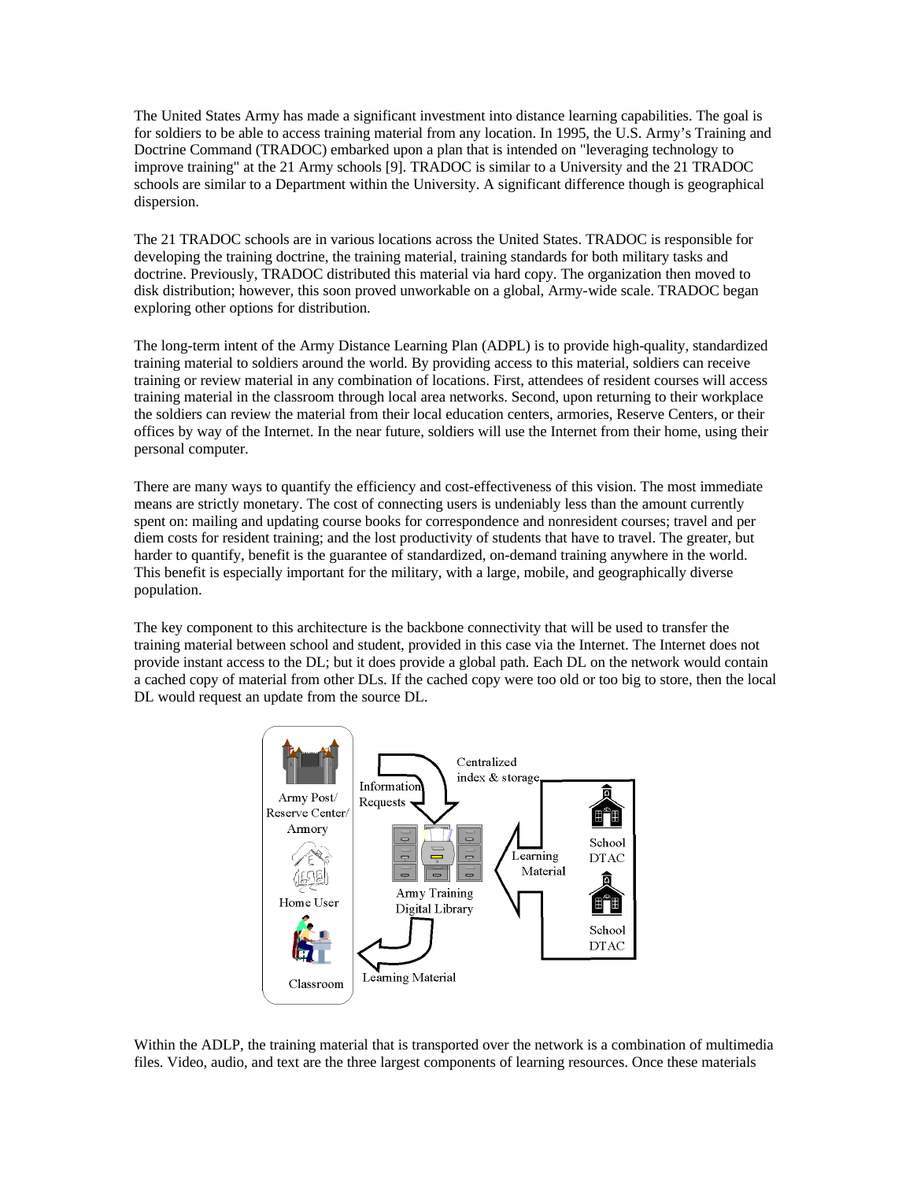The United States Army has made a significant investment into distance learning capabilities. The goal is for soldiers to be able to access training material from any location. In 1995, the U.S. Army's Training and Doctrine Command (TRADOC) embarked upon a plan that is intended on "leveraging technology to improve training" at the 21 Army schools [9]. TRADOC is similar to a University and the 21 TRADOC schools are similar to a Department within the University. A significant difference though is geographical dispersion.

The 21 TRADOC schools are in various locations across the United States. TRADOC is responsible for developing the training doctrine, the training material, training standards for both military tasks and doctrine. Previously, TRADOC distributed this material via hard copy. The organization then moved to disk distribution; however, this soon proved unworkable on a global, Army-wide scale. TRADOC began exploring other options for distribution.

The long-term intent of the Army Distance Learning Plan (ADPL) is to provide high-quality, standardized training material to soldiers around the world. By providing access to this material, soldiers can receive training or review material in any combination of locations. First, attendees of resident courses will access training material in the classroom through local area networks. Second, upon returning to their workplace the soldiers can review the material from their local education centers, armories, Reserve Centers, or their offices by way of the Internet. In the near future, soldiers will use the Internet from their home, using their personal computer.

There are many ways to quantify the efficiency and cost-effectiveness of this vision. The most immediate means are strictly monetary. The cost of connecting users is undeniably less than the amount currently spent on: mailing and updating course books for correspondence and nonresident courses; travel and per diem costs for resident training; and the lost productivity of students that have to travel. The greater, but harder to quantify, benefit is the guarantee of standardized, on-demand training anywhere in the world. This benefit is especially important for the military, with a large, mobile, and geographically diverse population.

The key component to this architecture is the backbone connectivity that will be used to transfer the training material between school and student, provided in this case via the Internet. The Internet does not provide instant access to the DL; but it does provide a global path. Each DL on the network would contain a cached copy of material from other DLs. If the cached copy were too old or too big to store, then the local DL would request an update from the source DL.

Army Post/
Reserve Center/
Armory

Home User

Classroom

Information
Requests

Centralized
index & storage

Army Training
Digital Library

Learning
Material

Learning Material

School
DTAC

School
DTAC

Within the ADLP, the training material that is transported over the network is a combination of multimedia files. Video, audio, and text are the three largest components of learning resources. Once these materials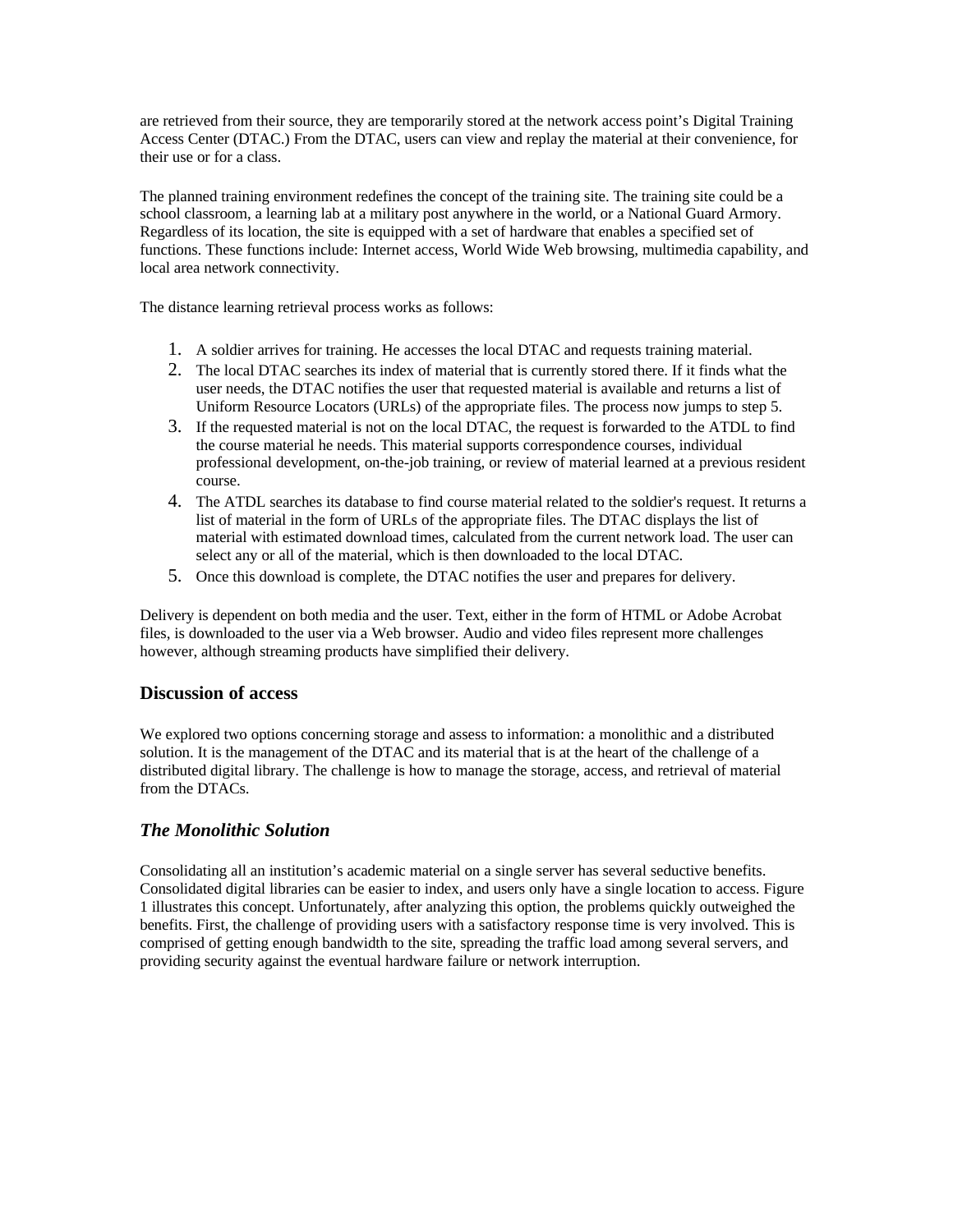are retrieved from their source, they are temporarily stored at the network access point's Digital Training Access Center (DTAC.) From the DTAC, users can view and replay the material at their convenience, for their use or for a class.

The planned training environment redefines the concept of the training site. The training site could be a school classroom, a learning lab at a military post anywhere in the world, or a National Guard Armory. Regardless of its location, the site is equipped with a set of hardware that enables a specified set of functions. These functions include: Internet access, World Wide Web browsing, multimedia capability, and local area network connectivity.

The distance learning retrieval process works as follows:

1. A soldier arrives for training. He accesses the local DTAC and requests training material.
2. The local DTAC searches its index of material that is currently stored there. If it finds what the user needs, the DTAC notifies the user that requested material is available and returns a list of Uniform Resource Locators (URLs) of the appropriate files. The process now jumps to step 5.
3. If the requested material is not on the local DTAC, the request is forwarded to the ATDL to find the course material he needs. This material supports correspondence courses, individual professional development, on-the-job training, or review of material learned at a previous resident course.
4. The ATDL searches its database to find course material related to the soldier's request. It returns a list of material in the form of URLs of the appropriate files. The DTAC displays the list of material with estimated download times, calculated from the current network load. The user can select any or all of the material, which is then downloaded to the local DTAC.
5. Once this download is complete, the DTAC notifies the user and prepares for delivery.

Delivery is dependent on both media and the user. Text, either in the form of HTML or Adobe Acrobat files, is downloaded to the user via a Web browser. Audio and video files represent more challenges however, although streaming products have simplified their delivery.

## Discussion of access

We explored two options concerning storage and assess to information: a monolithic and a distributed solution. It is the management of the DTAC and its material that is at the heart of the challenge of a distributed digital library. The challenge is how to manage the storage, access, and retrieval of material from the DTACs.

## *The Monolithic Solution*

Consolidating all an institution's academic material on a single server has several seductive benefits. Consolidated digital libraries can be easier to index, and users only have a single location to access. Figure 1 illustrates this concept. Unfortunately, after analyzing this option, the problems quickly outweighed the benefits. First, the challenge of providing users with a satisfactory response time is very involved. This is comprised of getting enough bandwidth to the site, spreading the traffic load among several servers, and providing security against the eventual hardware failure or network interruption.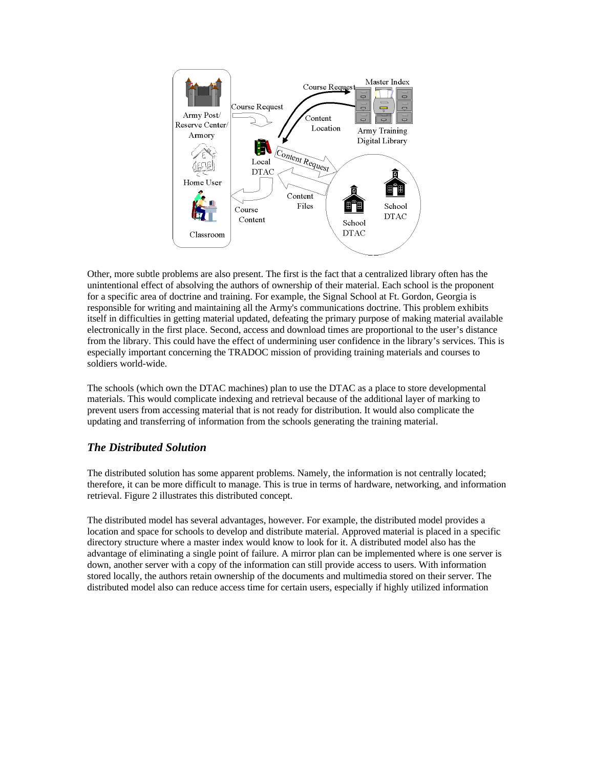Other, more subtle problems are also present. The first is the fact that a centralized library often has the unintentional effect of absolving the authors of ownership of their material. Each school is the proponent for a specific area of doctrine and training. For example, the Signal School at Ft. Gordon, Georgia is responsible for writing and maintaining all the Army's communications doctrine. This problem exhibits itself in difficulties in getting material updated, defeating the primary purpose of making material available electronically in the first place. Second, access and download times are proportional to the user's distance from the library. This could have the effect of undermining user confidence in the library's services. This is especially important concerning the TRADOC mission of providing training materials and courses to soldiers world-wide.

The schools (which own the DTAC machines) plan to use the DTAC as a place to store developmental materials. This would complicate indexing and retrieval because of the additional layer of marking to prevent users from accessing material that is not ready for distribution. It would also complicate the updating and transferring of information from the schools generating the training material.

## *The Distributed Solution*

The distributed solution has some apparent problems. Namely, the information is not centrally located; therefore, it can be more difficult to manage. This is true in terms of hardware, networking, and information retrieval. Figure 2 illustrates this distributed concept.

The distributed model has several advantages, however. For example, the distributed model provides a location and space for schools to develop and distribute material. Approved material is placed in a specific directory structure where a master index would know to look for it. A distributed model also has the advantage of eliminating a single point of failure. A mirror plan can be implemented where is one server is down, another server with a copy of the information can still provide access to users. With information stored locally, the authors retain ownership of the documents and multimedia stored on their server. The distributed model also can reduce access time for certain users, especially if highly utilized information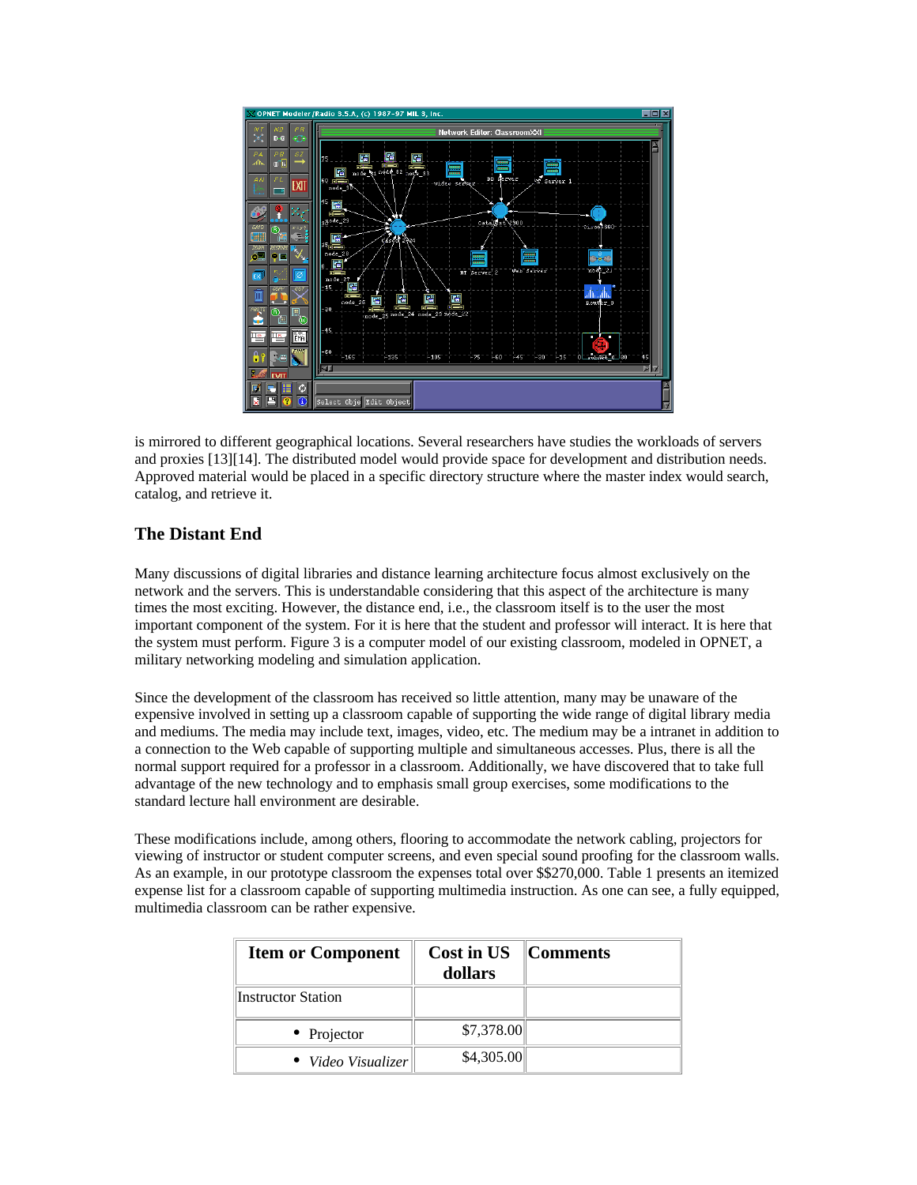is mirrored to different geographical locations. Several researchers have studies the workloads of servers and proxies [13][14]. The distributed model would provide space for development and distribution needs. Approved material would be placed in a specific directory structure where the master index would search, catalog, and retrieve it.

## The Distant End

Many discussions of digital libraries and distance learning architecture focus almost exclusively on the network and the servers. This is understandable considering that this aspect of the architecture is many times the most exciting. However, the distance end, i.e., the classroom itself is to the user the most important component of the system. For it is here that the student and professor will interact. It is here that the system must perform. Figure 3 is a computer model of our existing classroom, modeled in OPNET, a military networking modeling and simulation application.

Since the development of the classroom has received so little attention, many may be unaware of the expensive involved in setting up a classroom capable of supporting the wide range of digital library media and mediums. The media may include text, images, video, etc. The medium may be a intranet in addition to a connection to the Web capable of supporting multiple and simultaneous accesses. Plus, there is all the normal support required for a professor in a classroom. Additionally, we have discovered that to take full advantage of the new technology and to emphasis small group exercises, some modifications to the standard lecture hall environment are desirable.

These modifications include, among others, flooring to accommodate the network cabling, projectors for viewing of instructor or student computer screens, and even special sound proofing for the classroom walls. As an example, in our prototype classroom the expenses total over $$270,000. Table 1 presents an itemized expense list for a classroom capable of supporting multimedia instruction. As one can see, a fully equipped, multimedia classroom can be rather expensive.

| Item or Component | Cost in US dollars | Comments |
|---|---|---|
| Instructor Station | | |
| • Projector | $7,378.00 | |
| • *Video Visualizer* | $4,305.00 | |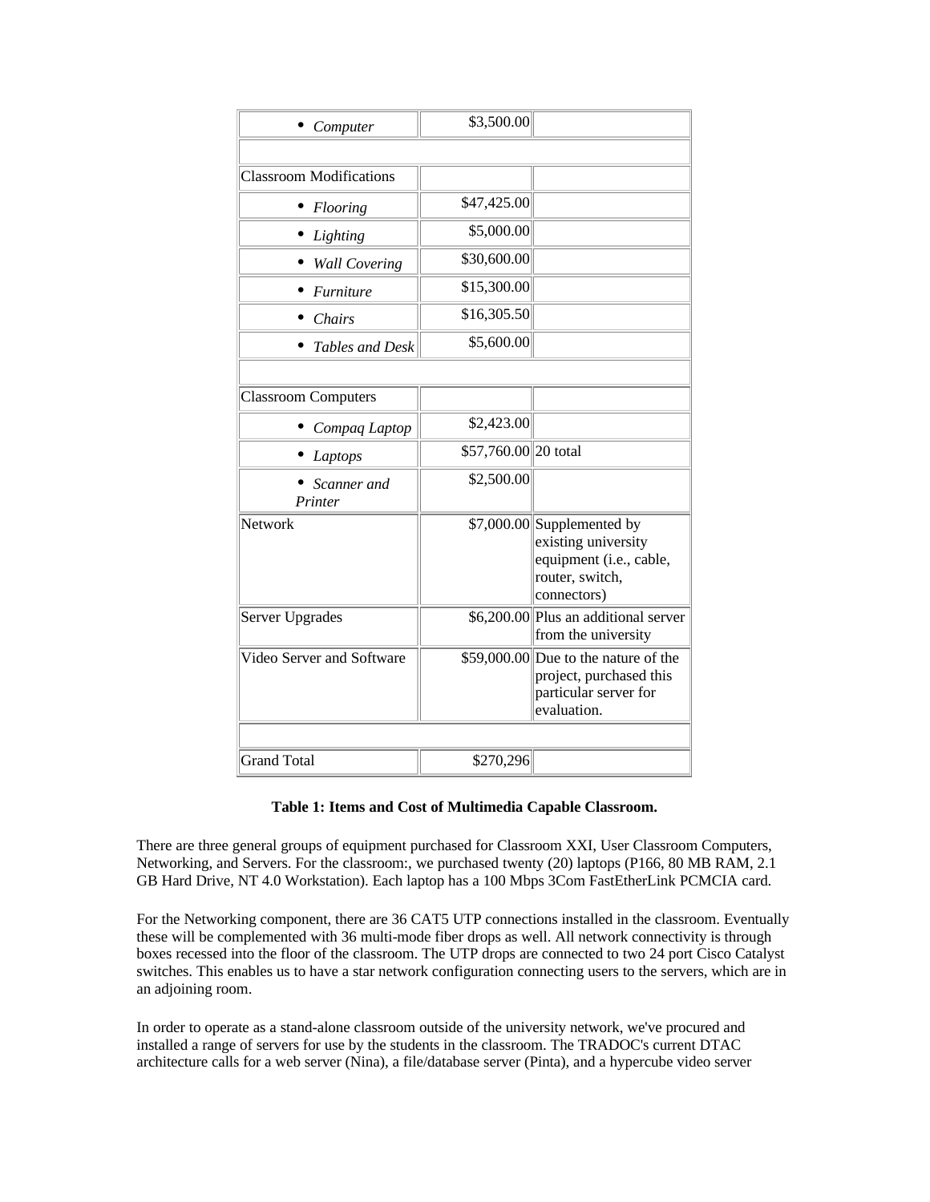| | | |
|---|---|---|
| • *Computer* | $3,500.00 | |
| | | |
| Classroom Modifications | | |
| • *Flooring* | $47,425.00 | |
| • *Lighting* | $5,000.00 | |
| • *Wall Covering* | $30,600.00 | |
| • *Furniture* | $15,300.00 | |
| • *Chairs* | $16,305.50 | |
| • *Tables and Desk* | $5,600.00 | |
| | | |
| Classroom Computers | | |
| • *Compaq Laptop* | $2,423.00 | |
| • *Laptops* | $57,760.00 | 20 total |
| • *Scanner and Printer* | $2,500.00 | |
| Network | $7,000.00 | Supplemented by existing university equipment (i.e., cable, router, switch, connectors) |
| Server Upgrades | $6,200.00 | Plus an additional server from the university |
| Video Server and Software | $59,000.00 | Due to the nature of the project, purchased this particular server for evaluation. |
| | | |
| Grand Total | $270,296 | |

**Table 1: Items and Cost of Multimedia Capable Classroom.**

There are three general groups of equipment purchased for Classroom XXI, User Classroom Computers, Networking, and Servers. For the classroom:, we purchased twenty (20) laptops (P166, 80 MB RAM, 2.1 GB Hard Drive, NT 4.0 Workstation). Each laptop has a 100 Mbps 3Com FastEtherLink PCMCIA card.

For the Networking component, there are 36 CAT5 UTP connections installed in the classroom. Eventually these will be complemented with 36 multi-mode fiber drops as well. All network connectivity is through boxes recessed into the floor of the classroom. The UTP drops are connected to two 24 port Cisco Catalyst switches. This enables us to have a star network configuration connecting users to the servers, which are in an adjoining room.

In order to operate as a stand-alone classroom outside of the university network, we've procured and installed a range of servers for use by the students in the classroom. The TRADOC's current DTAC architecture calls for a web server (Nina), a file/database server (Pinta), and a hypercube video server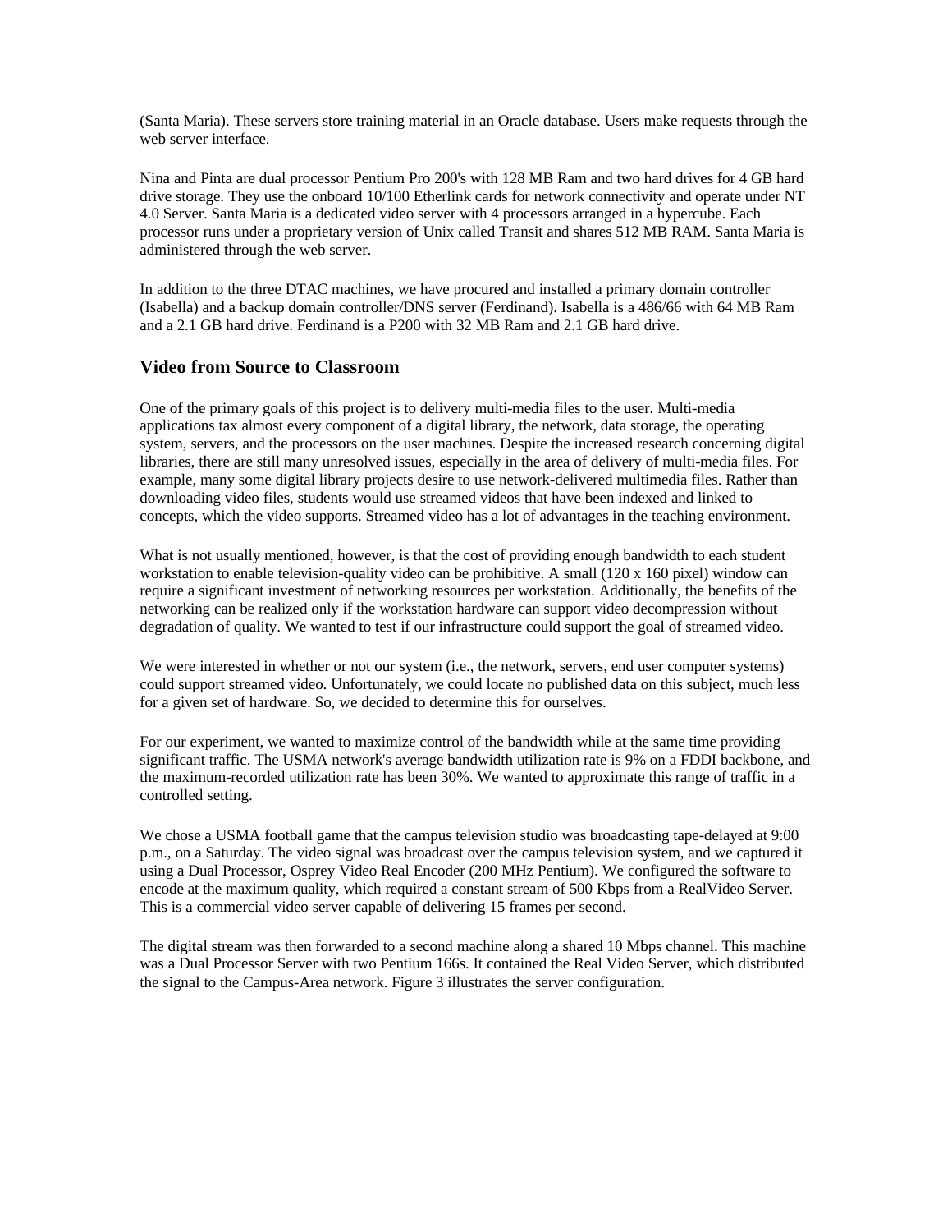(Santa Maria). These servers store training material in an Oracle database. Users make requests through the web server interface.

Nina and Pinta are dual processor Pentium Pro 200's with 128 MB Ram and two hard drives for 4 GB hard drive storage. They use the onboard 10/100 Etherlink cards for network connectivity and operate under NT 4.0 Server. Santa Maria is a dedicated video server with 4 processors arranged in a hypercube. Each processor runs under a proprietary version of Unix called Transit and shares 512 MB RAM. Santa Maria is administered through the web server.

In addition to the three DTAC machines, we have procured and installed a primary domain controller (Isabella) and a backup domain controller/DNS server (Ferdinand). Isabella is a 486/66 with 64 MB Ram and a 2.1 GB hard drive. Ferdinand is a P200 with 32 MB Ram and 2.1 GB hard drive.

## Video from Source to Classroom

One of the primary goals of this project is to delivery multi-media files to the user. Multi-media applications tax almost every component of a digital library, the network, data storage, the operating system, servers, and the processors on the user machines. Despite the increased research concerning digital libraries, there are still many unresolved issues, especially in the area of delivery of multi-media files. For example, many some digital library projects desire to use network-delivered multimedia files. Rather than downloading video files, students would use streamed videos that have been indexed and linked to concepts, which the video supports. Streamed video has a lot of advantages in the teaching environment.

What is not usually mentioned, however, is that the cost of providing enough bandwidth to each student workstation to enable television-quality video can be prohibitive. A small (120 x 160 pixel) window can require a significant investment of networking resources per workstation. Additionally, the benefits of the networking can be realized only if the workstation hardware can support video decompression without degradation of quality. We wanted to test if our infrastructure could support the goal of streamed video.

We were interested in whether or not our system (i.e., the network, servers, end user computer systems) could support streamed video. Unfortunately, we could locate no published data on this subject, much less for a given set of hardware. So, we decided to determine this for ourselves.

For our experiment, we wanted to maximize control of the bandwidth while at the same time providing significant traffic. The USMA network's average bandwidth utilization rate is 9% on a FDDI backbone, and the maximum-recorded utilization rate has been 30%. We wanted to approximate this range of traffic in a controlled setting.

We chose a USMA football game that the campus television studio was broadcasting tape-delayed at 9:00 p.m., on a Saturday. The video signal was broadcast over the campus television system, and we captured it using a Dual Processor, Osprey Video Real Encoder (200 MHz Pentium). We configured the software to encode at the maximum quality, which required a constant stream of 500 Kbps from a RealVideo Server. This is a commercial video server capable of delivering 15 frames per second.

The digital stream was then forwarded to a second machine along a shared 10 Mbps channel. This machine was a Dual Processor Server with two Pentium 166s. It contained the Real Video Server, which distributed the signal to the Campus-Area network. Figure 3 illustrates the server configuration.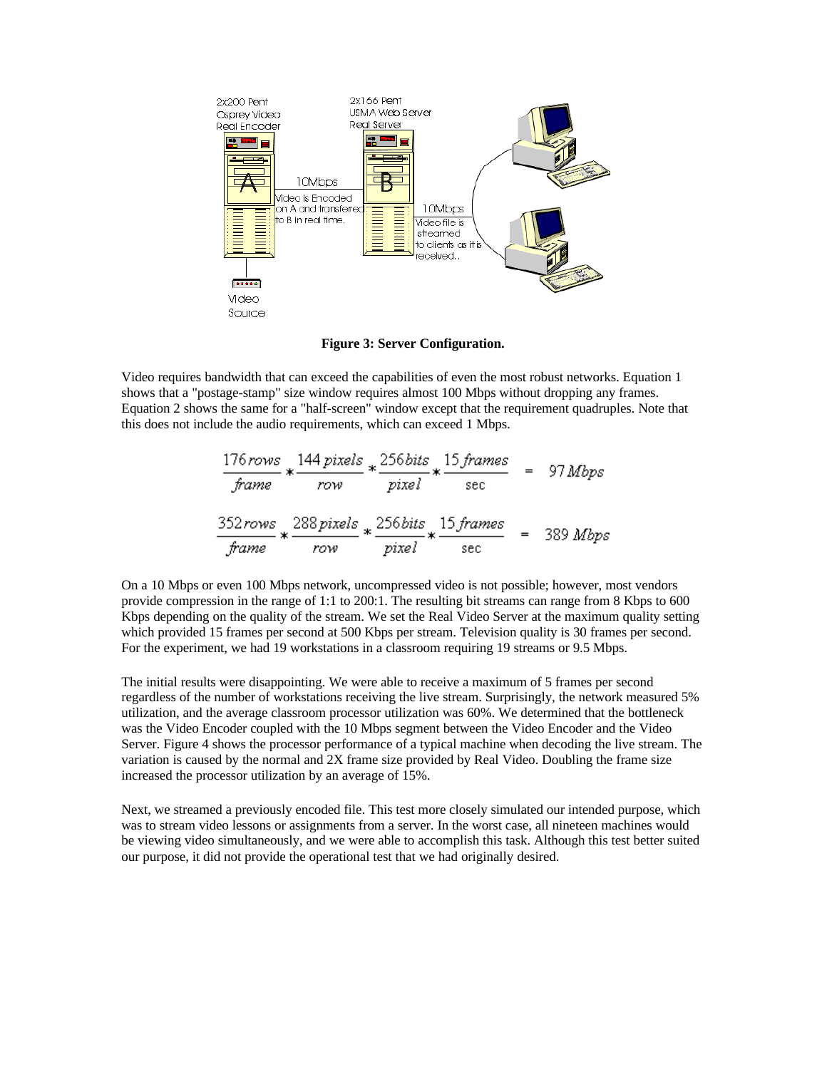Figure 3: Server Configuration.

Video requires bandwidth that can exceed the capabilities of even the most robust networks. Equation 1 shows that a "postage-stamp" size window requires almost 100 Mbps without dropping any frames. Equation 2 shows the same for a "half-screen" window except that the requirement quadruples. Note that this does not include the audio requirements, which can exceed 1 Mbps.

$$\frac{176\,rows}{frame} * \frac{144\,pixels}{row} * \frac{256\,bits}{pixel} * \frac{15\,frames}{\sec} = 97\,Mbps$$

$$\frac{352\,rows}{frame} * \frac{288\,pixels}{row} * \frac{256\,bits}{pixel} * \frac{15\,frames}{\sec} = 389\,Mbps$$

On a 10 Mbps or even 100 Mbps network, uncompressed video is not possible; however, most vendors provide compression in the range of 1:1 to 200:1. The resulting bit streams can range from 8 Kbps to 600 Kbps depending on the quality of the stream. We set the Real Video Server at the maximum quality setting which provided 15 frames per second at 500 Kbps per stream. Television quality is 30 frames per second. For the experiment, we had 19 workstations in a classroom requiring 19 streams or 9.5 Mbps.

The initial results were disappointing. We were able to receive a maximum of 5 frames per second regardless of the number of workstations receiving the live stream. Surprisingly, the network measured 5% utilization, and the average classroom processor utilization was 60%. We determined that the bottleneck was the Video Encoder coupled with the 10 Mbps segment between the Video Encoder and the Video Server. Figure 4 shows the processor performance of a typical machine when decoding the live stream. The variation is caused by the normal and 2X frame size provided by Real Video. Doubling the frame size increased the processor utilization by an average of 15%.

Next, we streamed a previously encoded file. This test more closely simulated our intended purpose, which was to stream video lessons or assignments from a server. In the worst case, all nineteen machines would be viewing video simultaneously, and we were able to accomplish this task. Although this test better suited our purpose, it did not provide the operational test that we had originally desired.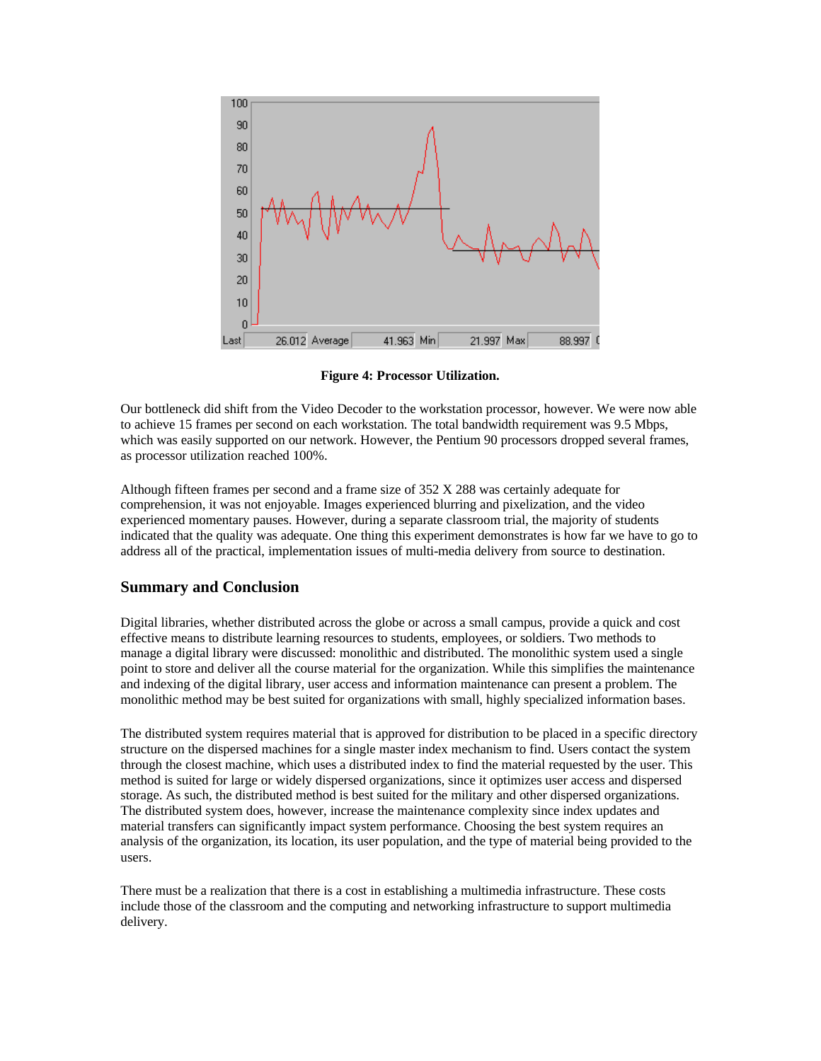**Figure 4: Processor Utilization.**

Our bottleneck did shift from the Video Decoder to the workstation processor, however. We were now able to achieve 15 frames per second on each workstation. The total bandwidth requirement was 9.5 Mbps, which was easily supported on our network. However, the Pentium 90 processors dropped several frames, as processor utilization reached 100%.

Although fifteen frames per second and a frame size of 352 X 288 was certainly adequate for comprehension, it was not enjoyable. Images experienced blurring and pixelization, and the video experienced momentary pauses. However, during a separate classroom trial, the majority of students indicated that the quality was adequate. One thing this experiment demonstrates is how far we have to go to address all of the practical, implementation issues of multi-media delivery from source to destination.

## Summary and Conclusion

Digital libraries, whether distributed across the globe or across a small campus, provide a quick and cost effective means to distribute learning resources to students, employees, or soldiers. Two methods to manage a digital library were discussed: monolithic and distributed. The monolithic system used a single point to store and deliver all the course material for the organization. While this simplifies the maintenance and indexing of the digital library, user access and information maintenance can present a problem. The monolithic method may be best suited for organizations with small, highly specialized information bases.

The distributed system requires material that is approved for distribution to be placed in a specific directory structure on the dispersed machines for a single master index mechanism to find. Users contact the system through the closest machine, which uses a distributed index to find the material requested by the user. This method is suited for large or widely dispersed organizations, since it optimizes user access and dispersed storage. As such, the distributed method is best suited for the military and other dispersed organizations. The distributed system does, however, increase the maintenance complexity since index updates and material transfers can significantly impact system performance. Choosing the best system requires an analysis of the organization, its location, its user population, and the type of material being provided to the users.

There must be a realization that there is a cost in establishing a multimedia infrastructure. These costs include those of the classroom and the computing and networking infrastructure to support multimedia delivery.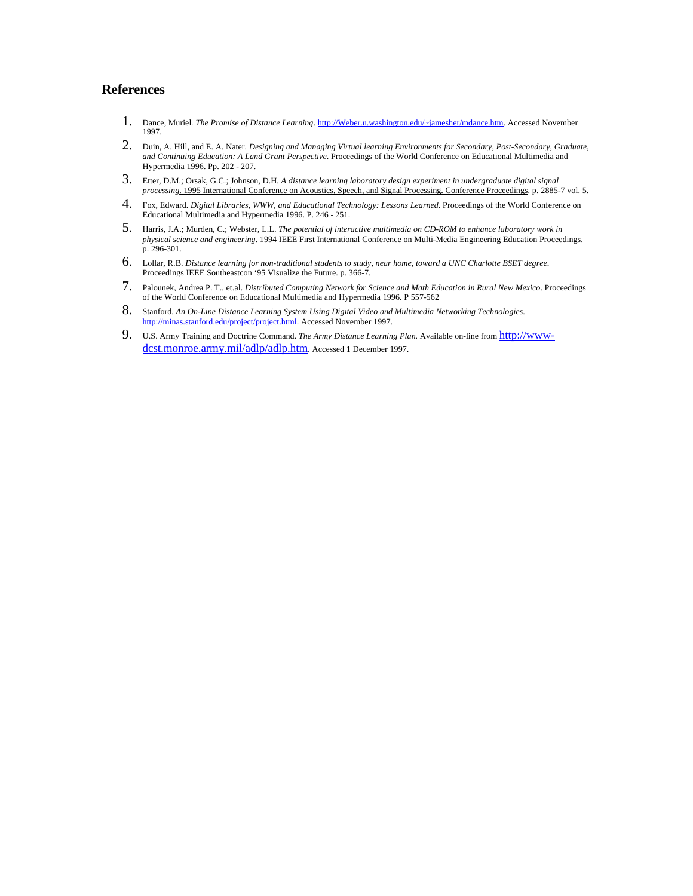## References

1. Dance, Muriel. *The Promise of Distance Learning*. http://Weber.u.washington.edu/~jamesher/mdance.htm. Accessed November 1997.
2. Duin, A. Hill, and E. A. Nater. *Designing and Managing Virtual learning Environments for Secondary, Post-Secondary, Graduate, and Continuing Education: A Land Grant Perspective*. Proceedings of the World Conference on Educational Multimedia and Hypermedia 1996. Pp. 202 - 207.
3. Etter, D.M.; Orsak, G.C.; Johnson, D.H. *A distance learning laboratory design experiment in undergraduate digital signal processing*. 1995 International Conference on Acoustics, Speech, and Signal Processing. Conference Proceedings. p. 2885-7 vol. 5.
4. Fox, Edward. *Digital Libraries, WWW, and Educational Technology: Lessons Learned*. Proceedings of the World Conference on Educational Multimedia and Hypermedia 1996. P. 246 - 251.
5. Harris, J.A.; Murden, C.; Webster, L.L. *The potential of interactive multimedia on CD-ROM to enhance laboratory work in physical science and engineering*. 1994 IEEE First International Conference on Multi-Media Engineering Education Proceedings. p. 296-301.
6. Lollar, R.B. *Distance learning for non-traditional students to study, near home, toward a UNC Charlotte BSET degree*. Proceedings IEEE Southeastcon '95 Visualize the Future. p. 366-7.
7. Palounek, Andrea P. T., et.al. *Distributed Computing Network for Science and Math Education in Rural New Mexico*. Proceedings of the World Conference on Educational Multimedia and Hypermedia 1996. P 557-562
8. Stanford. *An On-Line Distance Learning System Using Digital Video and Multimedia Networking Technologies*. http://minas.stanford.edu/project/project.html. Accessed November 1997.
9. U.S. Army Training and Doctrine Command. *The Army Distance Learning Plan*. Available on-line from http://www-dcst.monroe.army.mil/adlp/adlp.htm. Accessed 1 December 1997.